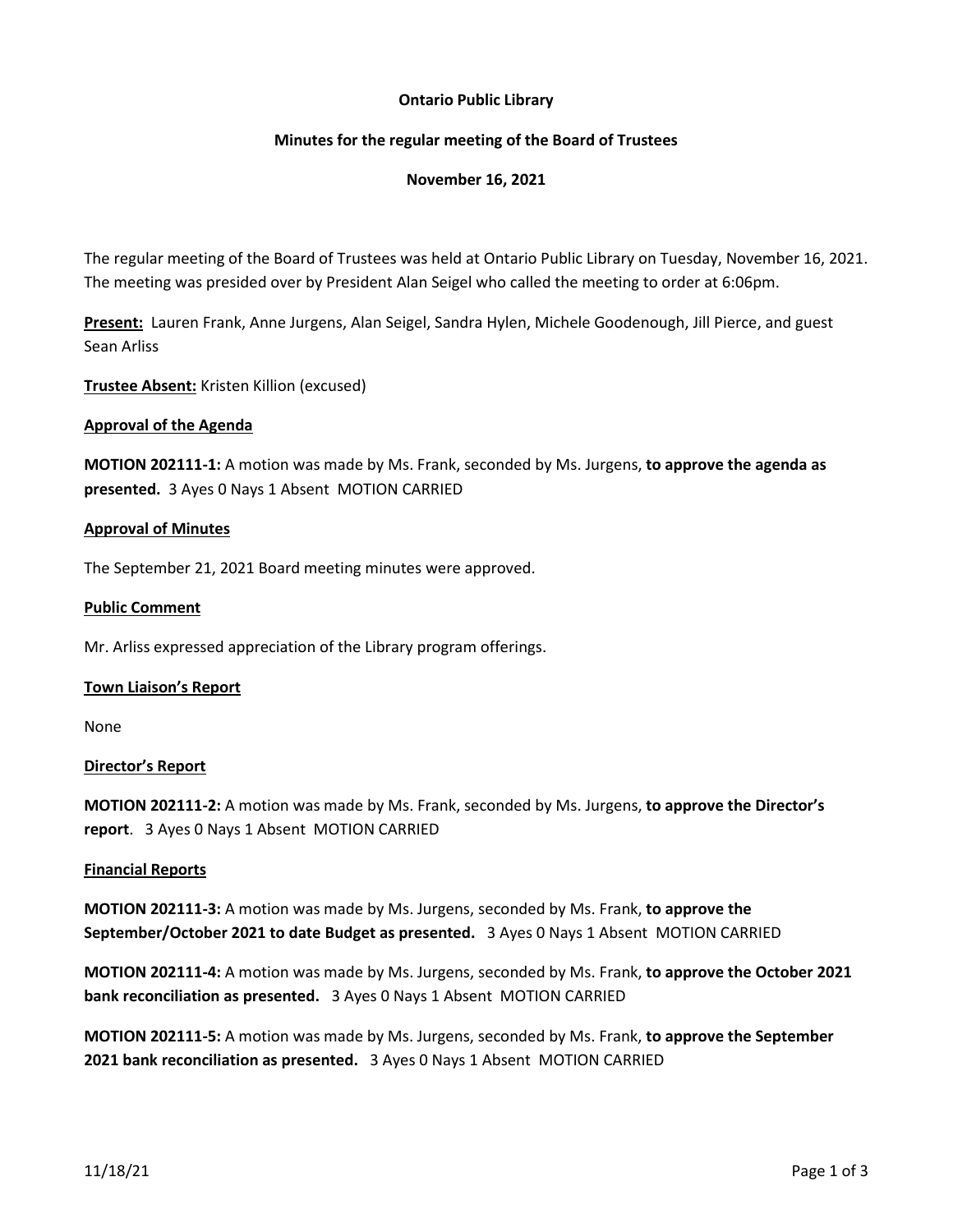**Ontario Public Library**

**Minutes for the regular meeting of the Board of Trustees**

**November 16, 2021**

The regular meeting of the Board of Trustees was held at Ontario Public Library on Tuesday, November 16, 2021. The meeting was presided over by President Alan Seigel who called the meeting to order at 6:06pm.

**Present:** Lauren Frank, Anne Jurgens, Alan Seigel, Sandra Hylen, Michele Goodenough, Jill Pierce, and guest Sean Arliss

**Trustee Absent:** Kristen Killion (excused)

**Approval of the Agenda**

**MOTION 202111-1:** A motion was made by Ms. Frank, seconded by Ms. Jurgens, **to approve the agenda as presented.** 3 Ayes 0 Nays 1 Absent MOTION CARRIED

**Approval of Minutes**

The September 21, 2021 Board meeting minutes were approved.

**Public Comment**

Mr. Arliss expressed appreciation of the Library program offerings.

**Town Liaison's Report**

None

**Director's Report**

**MOTION 202111-2:** A motion was made by Ms. Frank, seconded by Ms. Jurgens, **to approve the Director's report**. 3 Ayes 0 Nays 1 Absent MOTION CARRIED

**Financial Reports**

**MOTION 202111-3:** A motion was made by Ms. Jurgens, seconded by Ms. Frank, **to approve the September/October 2021 to date Budget as presented.** 3 Ayes 0 Nays 1 Absent MOTION CARRIED

**MOTION 202111-4:** A motion was made by Ms. Jurgens, seconded by Ms. Frank, **to approve the October 2021 bank reconciliation as presented.** 3 Ayes 0 Nays 1 Absent MOTION CARRIED

**MOTION 202111-5:** A motion was made by Ms. Jurgens, seconded by Ms. Frank, **to approve the September 2021 bank reconciliation as presented.** 3 Ayes 0 Nays 1 Absent MOTION CARRIED

11/18/21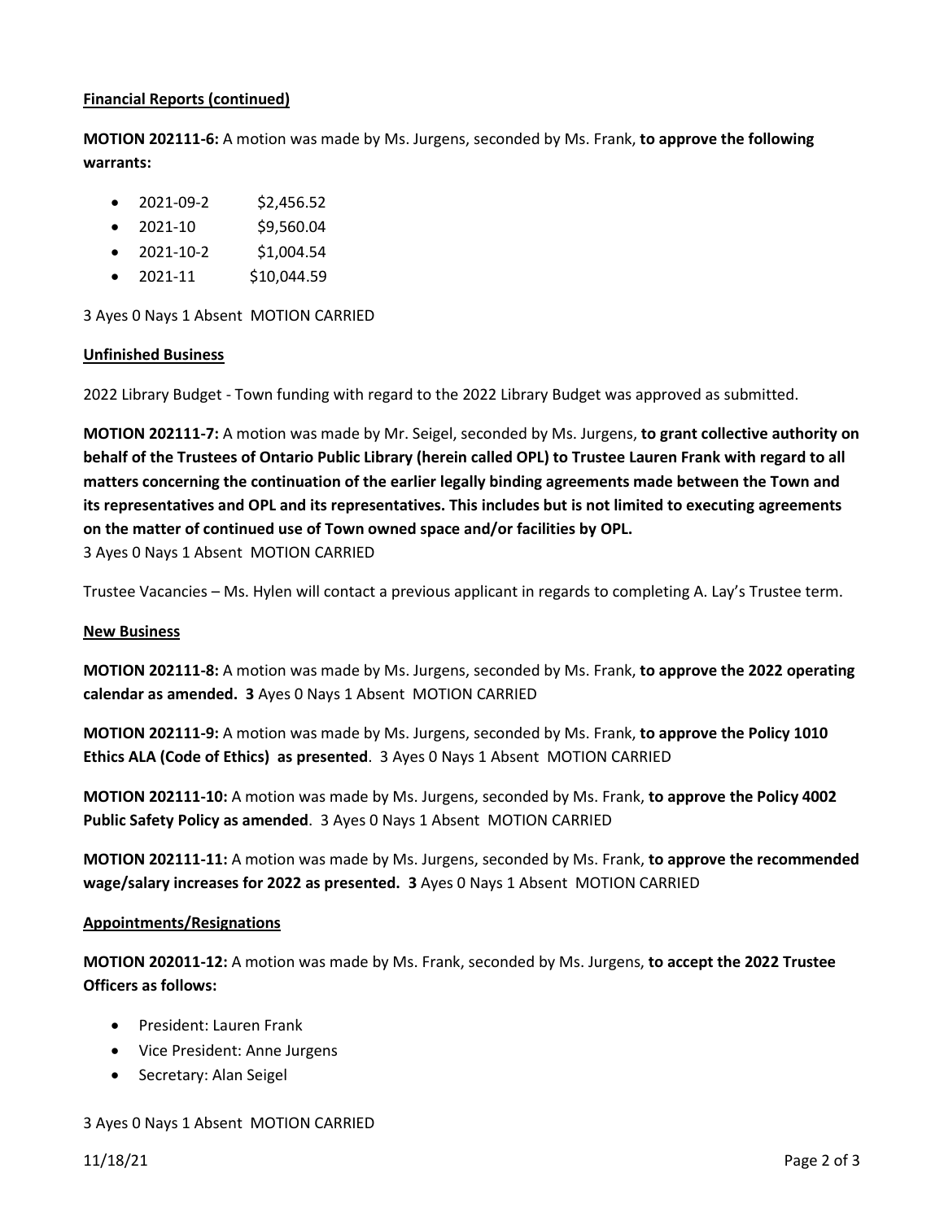**Financial Reports (continued)**

**MOTION 202111-6:** A motion was made by Ms. Jurgens, seconded by Ms. Frank, **to approve the following warrants:**

- 2021-09-2 $2,456.52
- 2021-10 $9,560.04
- 2021-10-2 $1,004.54
- 2021-11 $10,044.59

3 Ayes 0 Nays 1 Absent MOTION CARRIED

**Unfinished Business**

2022 Library Budget - Town funding with regard to the 2022 Library Budget was approved as submitted.

**MOTION 202111-7:** A motion was made by Mr. Seigel, seconded by Ms. Jurgens, **to grant collective authority on behalf of the Trustees of Ontario Public Library (herein called OPL) to Trustee Lauren Frank with regard to all matters concerning the continuation of the earlier legally binding agreements made between the Town and its representatives and OPL and its representatives. This includes but is not limited to executing agreements on the matter of continued use of Town owned space and/or facilities by OPL.**
3 Ayes 0 Nays 1 Absent MOTION CARRIED

Trustee Vacancies – Ms. Hylen will contact a previous applicant in regards to completing A. Lay's Trustee term.

**New Business**

**MOTION 202111-8:** A motion was made by Ms. Jurgens, seconded by Ms. Frank, **to approve the 2022 operating calendar as amended. 3** Ayes 0 Nays 1 Absent MOTION CARRIED

**MOTION 202111-9:** A motion was made by Ms. Jurgens, seconded by Ms. Frank, **to approve the Policy 1010 Ethics ALA (Code of Ethics) as presented**. 3 Ayes 0 Nays 1 Absent MOTION CARRIED

**MOTION 202111-10:** A motion was made by Ms. Jurgens, seconded by Ms. Frank, **to approve the Policy 4002 Public Safety Policy as amended**. 3 Ayes 0 Nays 1 Absent MOTION CARRIED

**MOTION 202111-11:** A motion was made by Ms. Jurgens, seconded by Ms. Frank, **to approve the recommended wage/salary increases for 2022 as presented. 3** Ayes 0 Nays 1 Absent MOTION CARRIED

**Appointments/Resignations**

**MOTION 202011-12:** A motion was made by Ms. Frank, seconded by Ms. Jurgens, **to accept the 2022 Trustee Officers as follows:**

- President: Lauren Frank
- Vice President: Anne Jurgens
- Secretary: Alan Seigel

3 Ayes 0 Nays 1 Absent MOTION CARRIED

11/18/21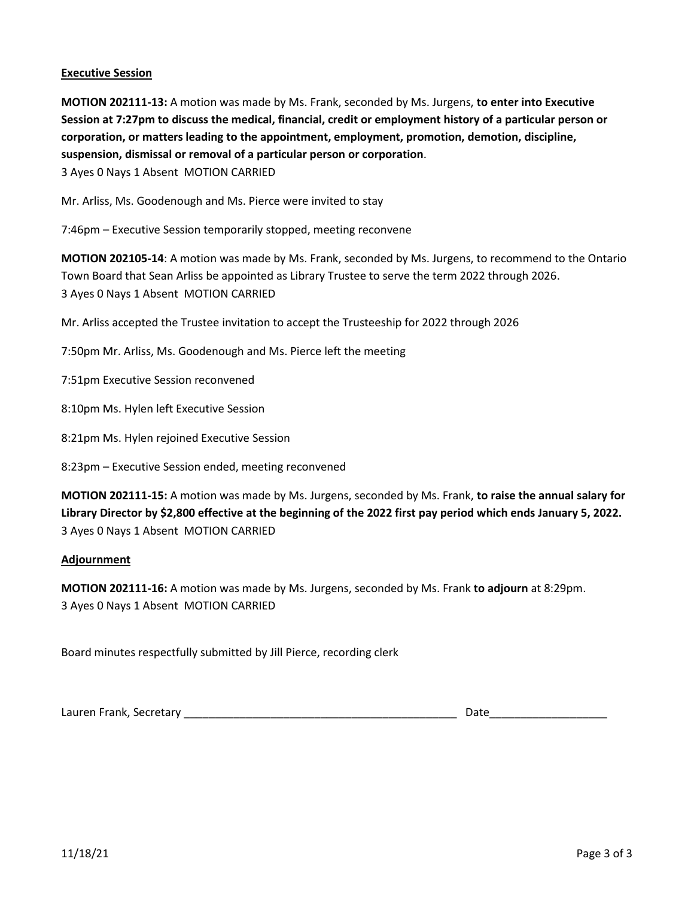**Executive Session**

**MOTION 202111-13:** A motion was made by Ms. Frank, seconded by Ms. Jurgens, **to enter into Executive Session at 7:27pm to discuss the medical, financial, credit or employment history of a particular person or corporation, or matters leading to the appointment, employment, promotion, demotion, discipline, suspension, dismissal or removal of a particular person or corporation**.
3 Ayes 0 Nays 1 Absent MOTION CARRIED

Mr. Arliss, Ms. Goodenough and Ms. Pierce were invited to stay

7:46pm – Executive Session temporarily stopped, meeting reconvene

**MOTION 202105-14**: A motion was made by Ms. Frank, seconded by Ms. Jurgens, to recommend to the Ontario Town Board that Sean Arliss be appointed as Library Trustee to serve the term 2022 through 2026.
3 Ayes 0 Nays 1 Absent MOTION CARRIED

Mr. Arliss accepted the Trustee invitation to accept the Trusteeship for 2022 through 2026

7:50pm Mr. Arliss, Ms. Goodenough and Ms. Pierce left the meeting

7:51pm Executive Session reconvened

8:10pm Ms. Hylen left Executive Session

8:21pm Ms. Hylen rejoined Executive Session

8:23pm – Executive Session ended, meeting reconvened

**MOTION 202111-15:** A motion was made by Ms. Jurgens, seconded by Ms. Frank, **to raise the annual salary for Library Director by $2,800 effective at the beginning of the 2022 first pay period which ends January 5, 2022.**
3 Ayes 0 Nays 1 Absent MOTION CARRIED

**Adjournment**

**MOTION 202111-16:** A motion was made by Ms. Jurgens, seconded by Ms. Frank **to adjourn** at 8:29pm.
3 Ayes 0 Nays 1 Absent MOTION CARRIED

Board minutes respectfully submitted by Jill Pierce, recording clerk

Lauren Frank, Secretary _____________________________________________ Date__________________